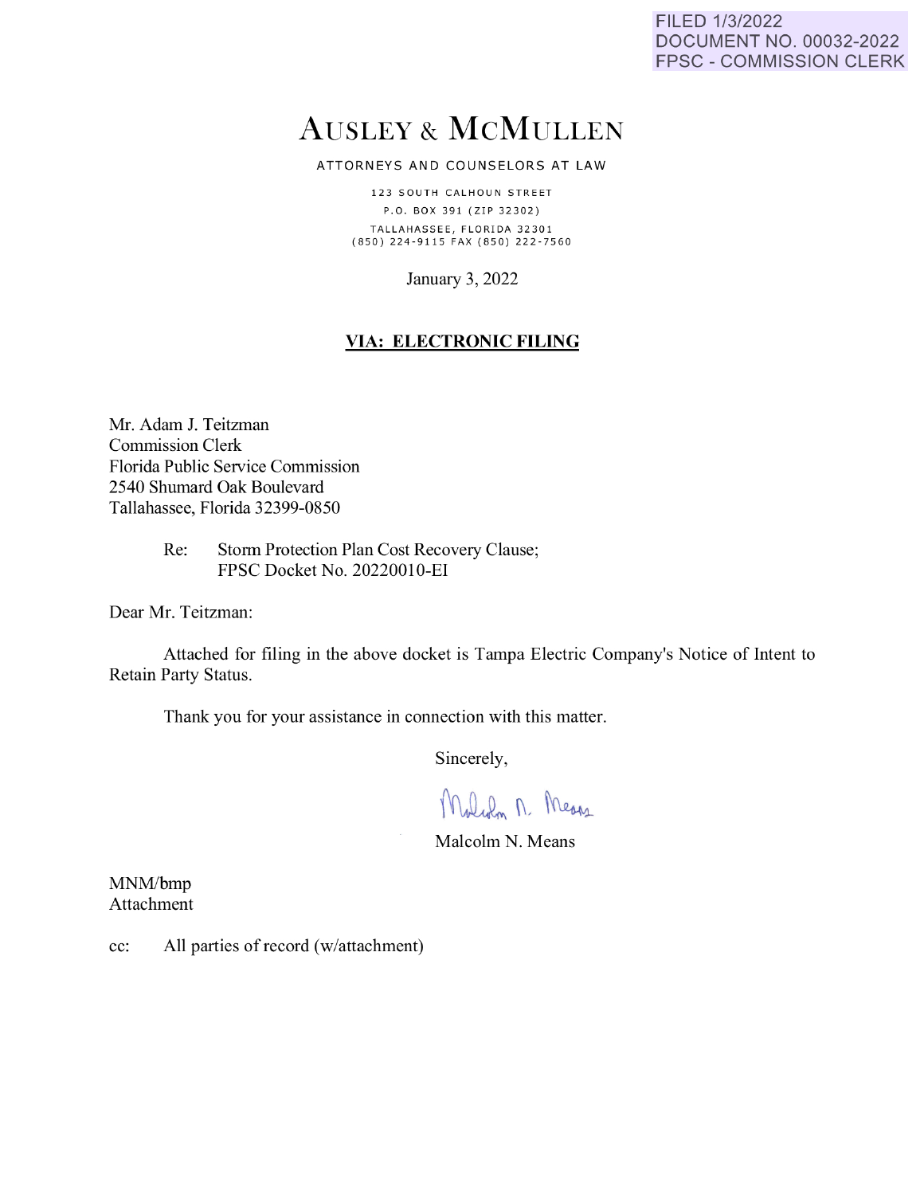FILED 1/3/2022
DOCUMENT NO. 00032-2022
FPSC - COMMISSION CLERK

# AUSLEY & MCMULLEN

ATTORNEYS AND COUNSELORS AT LAW

123 SOUTH CALHOUN STREET
P.O. BOX 391 (ZIP 32302)
TALLAHASSEE, FLORIDA 32301
(850) 224-9115 FAX (850) 222-7560

January 3, 2022

**VIA: ELECTRONIC FILING**

Mr. Adam J. Teitzman
Commission Clerk
Florida Public Service Commission
2540 Shumard Oak Boulevard
Tallahassee, Florida 32399-0850

Re: Storm Protection Plan Cost Recovery Clause;
FPSC Docket No. 20220010-EI

Dear Mr. Teitzman:

Attached for filing in the above docket is Tampa Electric Company's Notice of Intent to Retain Party Status.

Thank you for your assistance in connection with this matter.

Sincerely,

Malcolm N. Means

MNM/bmp
Attachment

cc: All parties of record (w/attachment)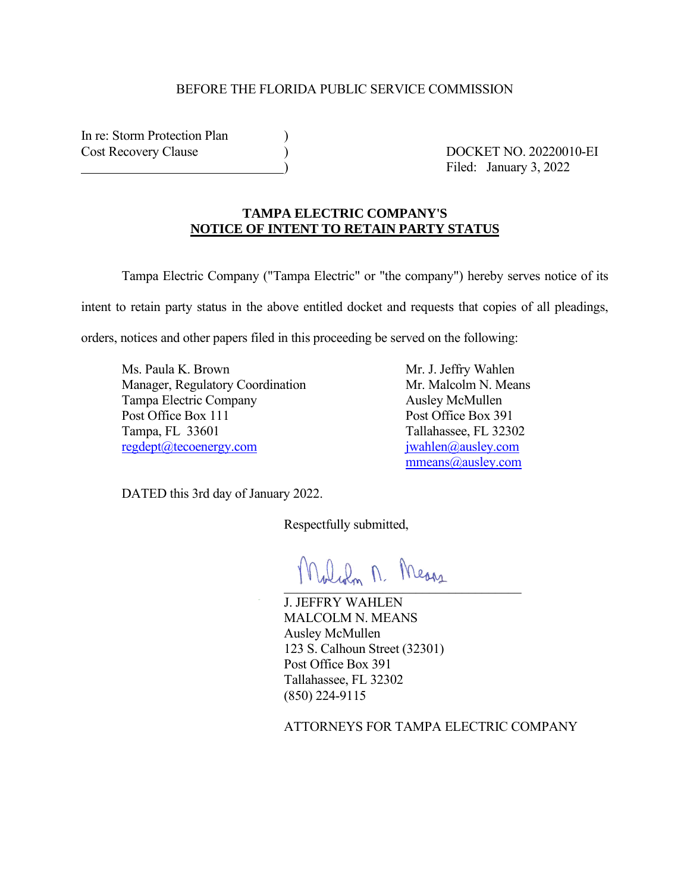BEFORE THE FLORIDA PUBLIC SERVICE COMMISSION

In re: Storm Protection Plan )
Cost Recovery Clause )
______________________________)

DOCKET NO. 20220010-EI
Filed: January 3, 2022

**TAMPA ELECTRIC COMPANY'S**
**NOTICE OF INTENT TO RETAIN PARTY STATUS**

Tampa Electric Company ("Tampa Electric" or "the company") hereby serves notice of its intent to retain party status in the above entitled docket and requests that copies of all pleadings, orders, notices and other papers filed in this proceeding be served on the following:

Ms. Paula K. Brown
Manager, Regulatory Coordination
Tampa Electric Company
Post Office Box 111
Tampa, FL 33601
regdept@tecoenergy.com

Mr. J. Jeffry Wahlen
Mr. Malcolm N. Means
Ausley McMullen
Post Office Box 391
Tallahassee, FL 32302
jwahlen@ausley.com
mmeans@ausley.com

DATED this 3rd day of January 2022.

Respectfully submitted,

Malcolm N. Means
______________________________
J. JEFFRY WAHLEN
MALCOLM N. MEANS
Ausley McMullen
123 S. Calhoun Street (32301)
Post Office Box 391
Tallahassee, FL 32302
(850) 224-9115

ATTORNEYS FOR TAMPA ELECTRIC COMPANY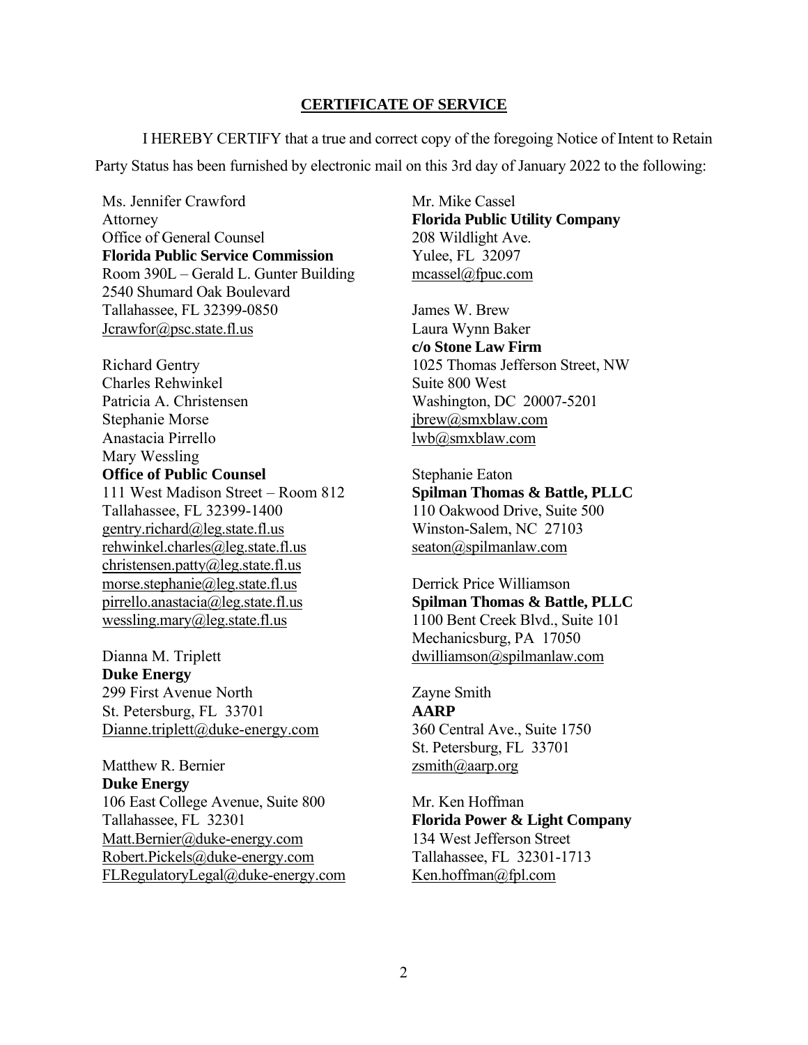## **CERTIFICATE OF SERVICE**

I HEREBY CERTIFY that a true and correct copy of the foregoing Notice of Intent to Retain Party Status has been furnished by electronic mail on this 3rd day of January 2022 to the following:

Ms. Jennifer Crawford
Attorney
Office of General Counsel
**Florida Public Service Commission**
Room 390L – Gerald L. Gunter Building
2540 Shumard Oak Boulevard
Tallahassee, FL 32399-0850
Jcrawfor@psc.state.fl.us

Richard Gentry
Charles Rehwinkel
Patricia A. Christensen
Stephanie Morse
Anastacia Pirrello
Mary Wessling
**Office of Public Counsel**
111 West Madison Street – Room 812
Tallahassee, FL 32399-1400
gentry.richard@leg.state.fl.us
rehwinkel.charles@leg.state.fl.us
christensen.patty@leg.state.fl.us
morse.stephanie@leg.state.fl.us
pirrello.anastacia@leg.state.fl.us
wessling.mary@leg.state.fl.us

Dianna M. Triplett
**Duke Energy**
299 First Avenue North
St. Petersburg, FL 33701
Dianne.triplett@duke-energy.com

Matthew R. Bernier
**Duke Energy**
106 East College Avenue, Suite 800
Tallahassee, FL 32301
Matt.Bernier@duke-energy.com
Robert.Pickels@duke-energy.com
FLRegulatoryLegal@duke-energy.com

Mr. Mike Cassel
**Florida Public Utility Company**
208 Wildlight Ave.
Yulee, FL 32097
mcassel@fpuc.com

James W. Brew
Laura Wynn Baker
**c/o Stone Law Firm**
1025 Thomas Jefferson Street, NW
Suite 800 West
Washington, DC 20007-5201
jbrew@smxblaw.com
lwb@smxblaw.com

Stephanie Eaton
**Spilman Thomas & Battle, PLLC**
110 Oakwood Drive, Suite 500
Winston-Salem, NC 27103
seaton@spilmanlaw.com

Derrick Price Williamson
**Spilman Thomas & Battle, PLLC**
1100 Bent Creek Blvd., Suite 101
Mechanicsburg, PA 17050
dwilliamson@spilmanlaw.com

Zayne Smith
**AARP**
360 Central Ave., Suite 1750
St. Petersburg, FL 33701
zsmith@aarp.org

Mr. Ken Hoffman
**Florida Power & Light Company**
134 West Jefferson Street
Tallahassee, FL 32301-1713
Ken.hoffman@fpl.com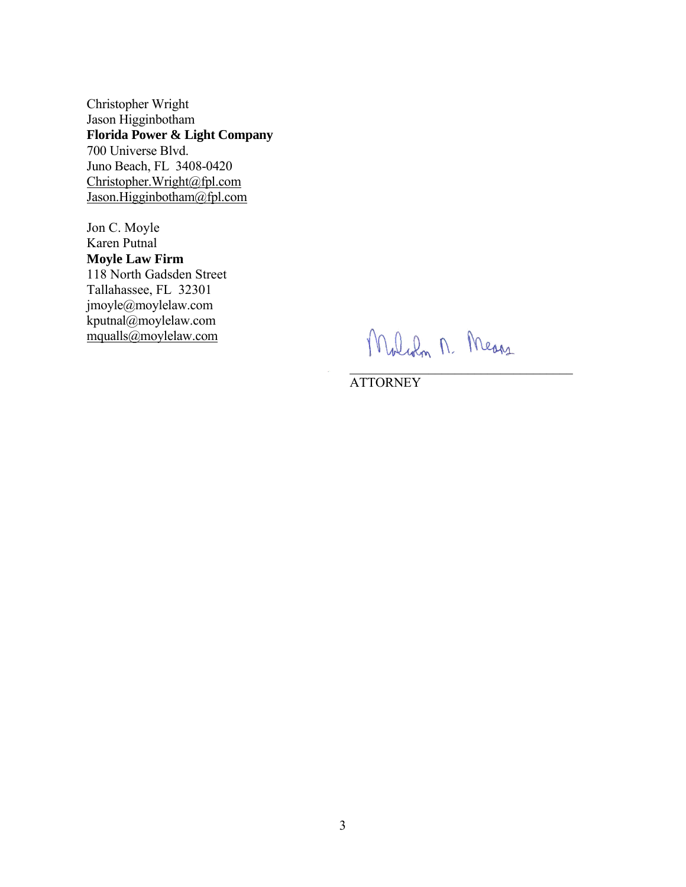Christopher Wright
Jason Higginbotham
**Florida Power & Light Company**
700 Universe Blvd.
Juno Beach, FL  3408-0420
Christopher.Wright@fpl.com
Jason.Higginbotham@fpl.com

Jon C. Moyle
Karen Putnal
**Moyle Law Firm**
118 North Gadsden Street
Tallahassee, FL  32301
jmoyle@moylelaw.com
kputnal@moylelaw.com
mqualls@moylelaw.com

Malcolm N. Means

ATTORNEY